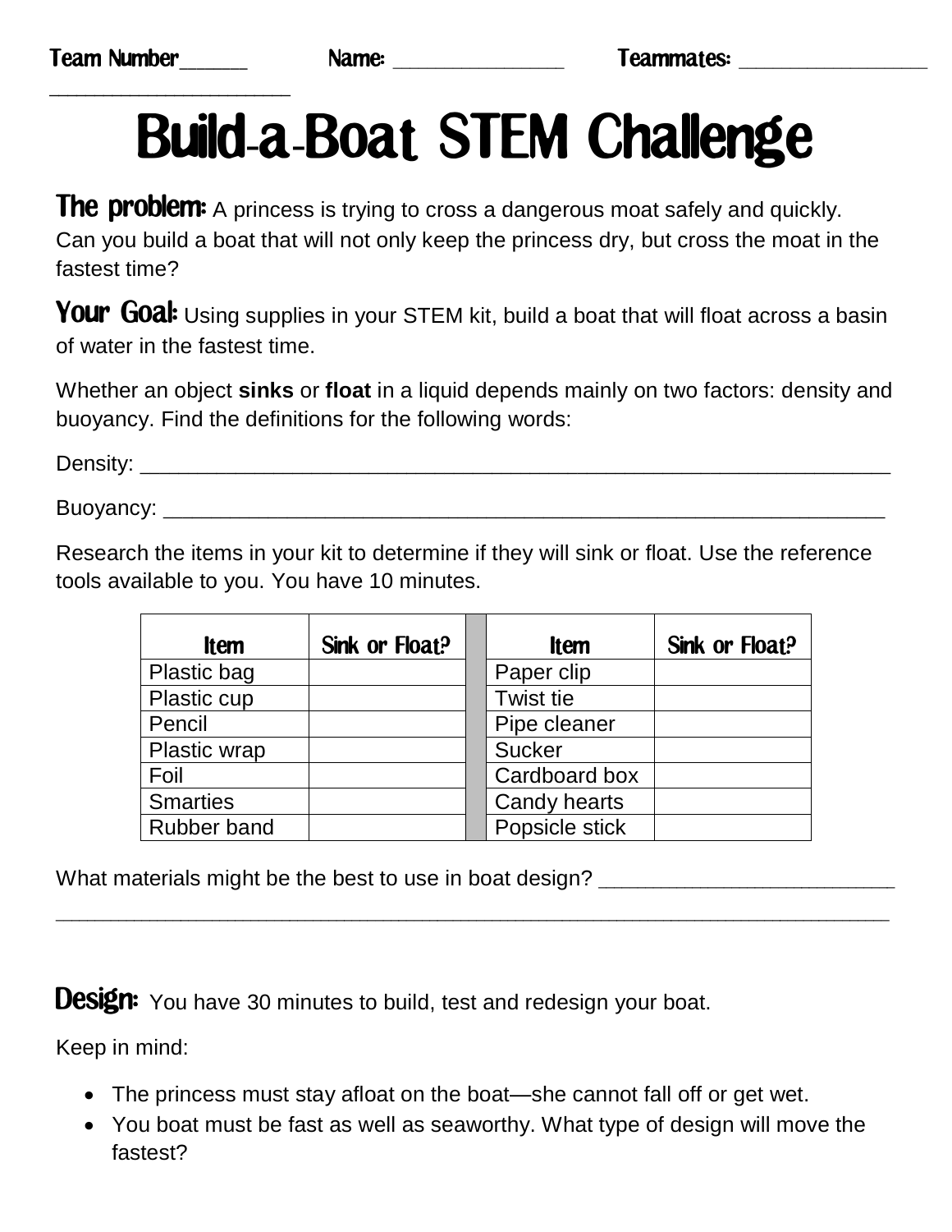Team Number______ Name: ______________ Teammates: ________________
____________________

# Build-a-Boat STEM Challenge

**The problem:** A princess is trying to cross a dangerous moat safely and quickly. Can you build a boat that will not only keep the princess dry, but cross the moat in the fastest time?

**Your Goal:** Using supplies in your STEM kit, build a boat that will float across a basin of water in the fastest time.

Whether an object **sinks** or **float** in a liquid depends mainly on two factors: density and buoyancy. Find the definitions for the following words:

Density: ___________________________________________________________________

Buoyancy: _________________________________________________________________

Research the items in your kit to determine if they will sink or float. Use the reference tools available to you. You have 10 minutes.

| Item | Sink or Float? | | Item | Sink or Float? |
|---|---|---|---|---|
| Plastic bag | | | Paper clip | |
| Plastic cup | | | Twist tie | |
| Pencil | | | Pipe cleaner | |
| Plastic wrap | | | Sucker | |
| Foil | | | Cardboard box | |
| Smarties | | | Candy hearts | |
| Rubber band | | | Popsicle stick | |

What materials might be the best to use in boat design? _________________________
___________________________________________________________________________

**Design:** You have 30 minutes to build, test and redesign your boat.

Keep in mind:

- The princess must stay afloat on the boat—she cannot fall off or get wet.
- You boat must be fast as well as seaworthy. What type of design will move the fastest?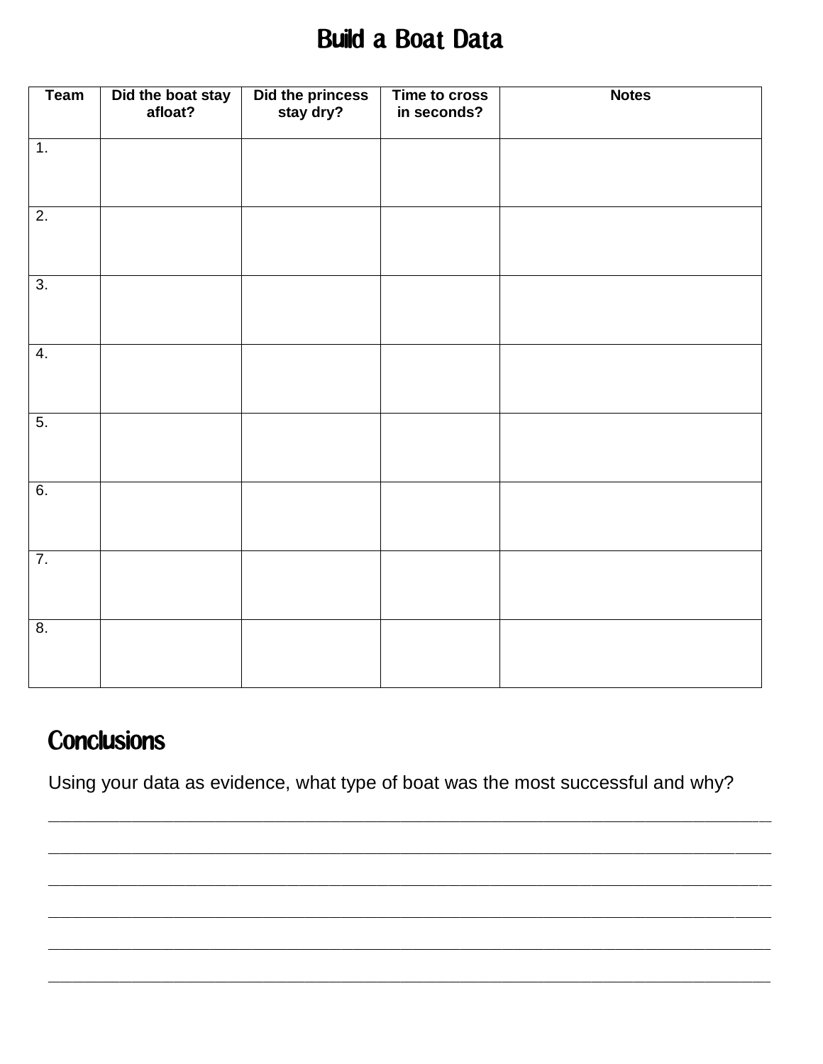# Build a Boat Data

| Team | Did the boat stay afloat? | Did the princess stay dry? | Time to cross in seconds? | Notes |
|---|---|---|---|---|
| 1. | | | | |
| 2. | | | | |
| 3. | | | | |
| 4. | | | | |
| 5. | | | | |
| 6. | | | | |
| 7. | | | | |
| 8. | | | | |

## Conclusions

Using your data as evidence, what type of boat was the most successful and why?

_______________________________________________________________________________

_______________________________________________________________________________

_______________________________________________________________________________

_______________________________________________________________________________

_______________________________________________________________________________

_______________________________________________________________________________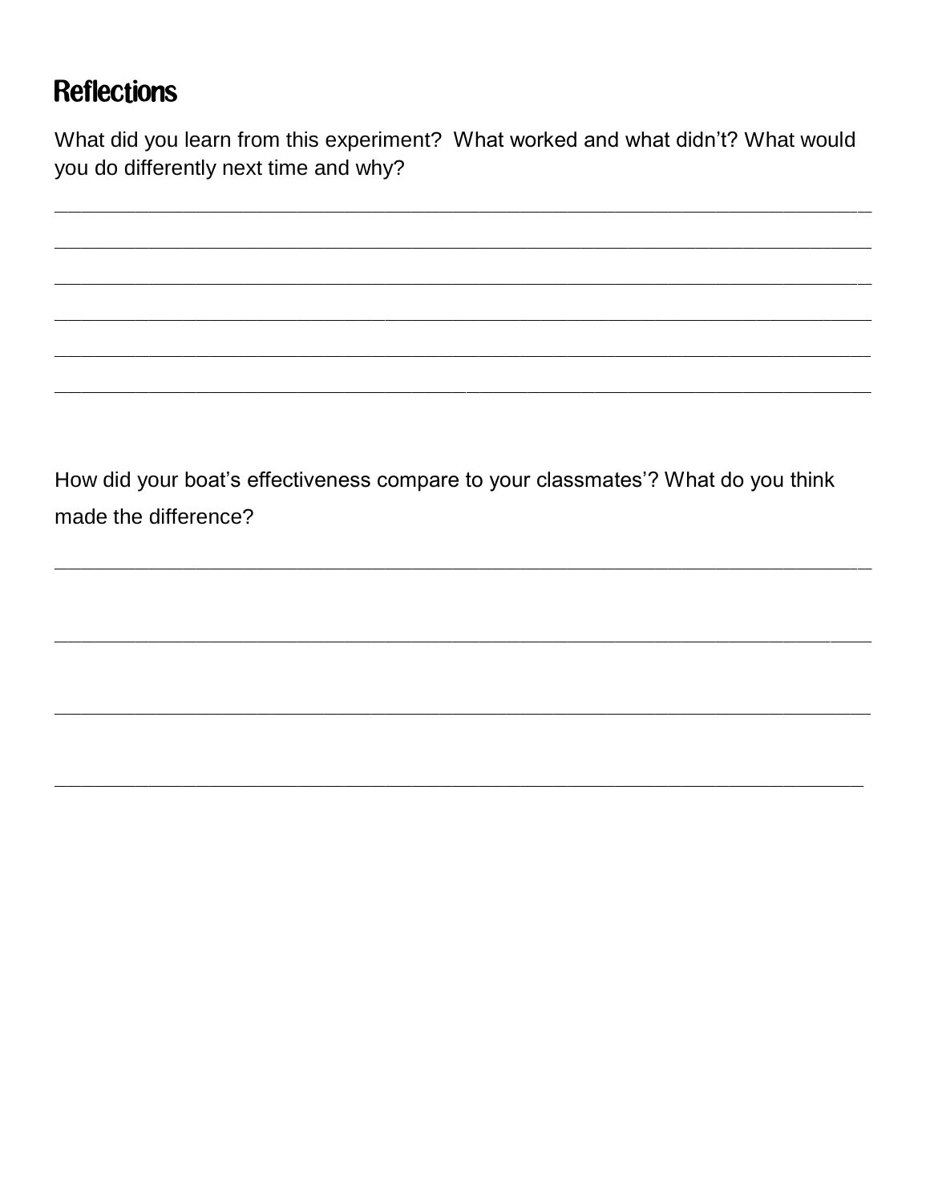## Reflections

What did you learn from this experiment? What worked and what didn't? What would you do differently next time and why?

______________________________________________________________________________

______________________________________________________________________________

______________________________________________________________________________

______________________________________________________________________________

______________________________________________________________________________

______________________________________________________________________________

How did your boat's effectiveness compare to your classmates'? What do you think made the difference?

______________________________________________________________________________

______________________________________________________________________________

______________________________________________________________________________

______________________________________________________________________________